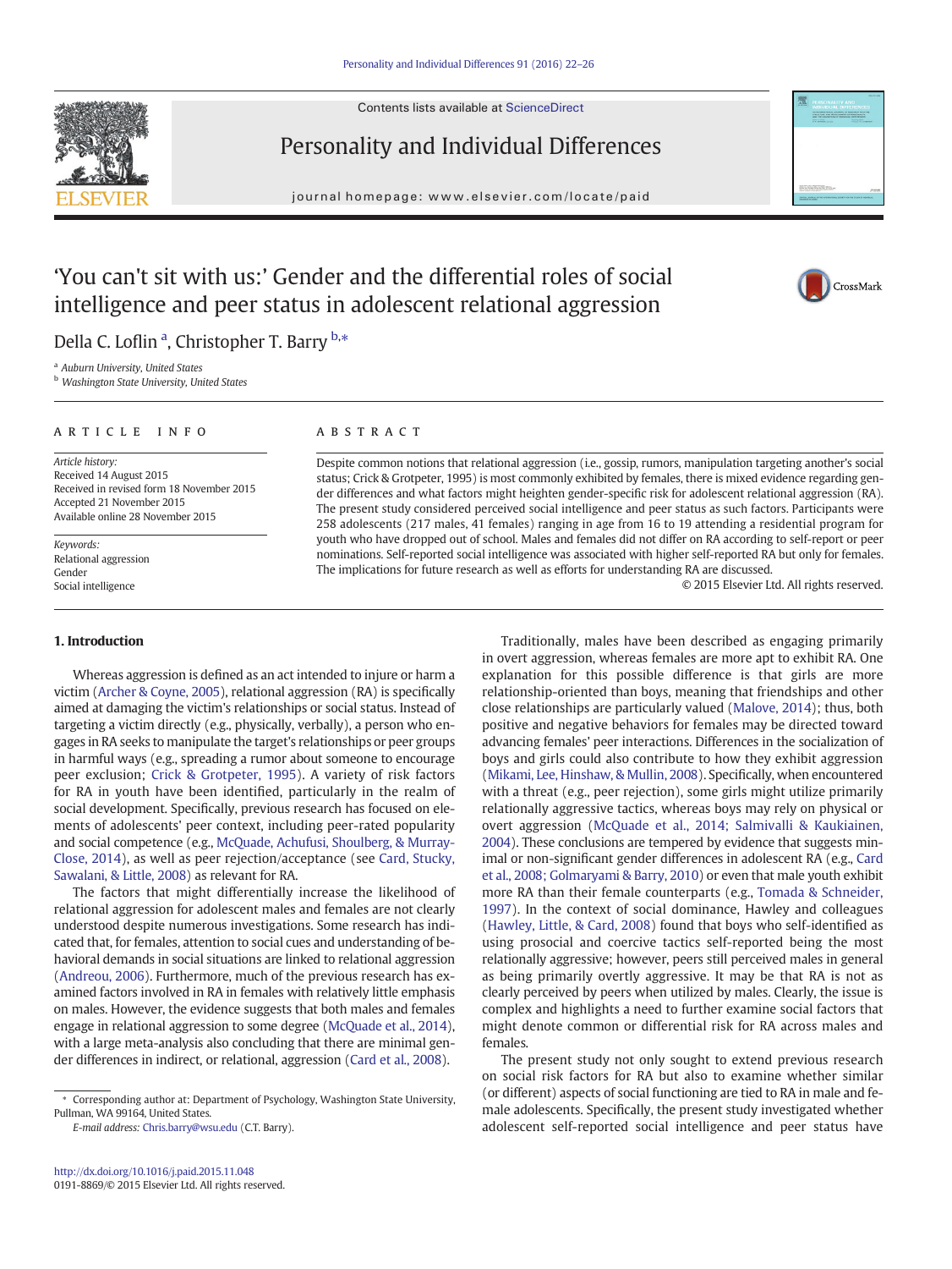# 'You can't sit with us:' Gender and the differential roles of social intelligence and peer status in adolescent relational aggression

Della C. Loflin [a], Christopher T. Barry [b,*]

[a] Auburn University, United States
[b] Washington State University, United States

**ARTICLE INFO**

*Article history:*
Received 14 August 2015
Received in revised form 18 November 2015
Accepted 21 November 2015
Available online 28 November 2015

*Keywords:*
Relational aggression
Gender
Social intelligence

**ABSTRACT**

Despite common notions that relational aggression (i.e., gossip, rumors, manipulation targeting another's social status; Crick & Grotpeter, 1995) is most commonly exhibited by females, there is mixed evidence regarding gender differences and what factors might heighten gender-specific risk for adolescent relational aggression (RA). The present study considered perceived social intelligence and peer status as such factors. Participants were 258 adolescents (217 males, 41 females) ranging in age from 16 to 19 attending a residential program for youth who have dropped out of school. Males and females did not differ on RA according to self-report or peer nominations. Self-reported social intelligence was associated with higher self-reported RA but only for females. The implications for future research as well as efforts for understanding RA are discussed.

© 2015 Elsevier Ltd. All rights reserved.

## 1. Introduction

Whereas aggression is defined as an act intended to injure or harm a victim (Archer & Coyne, 2005), relational aggression (RA) is specifically aimed at damaging the victim's relationships or social status. Instead of targeting a victim directly (e.g., physically, verbally), a person who engages in RA seeks to manipulate the target's relationships or peer groups in harmful ways (e.g., spreading a rumor about someone to encourage peer exclusion; Crick & Grotpeter, 1995). A variety of risk factors for RA in youth have been identified, particularly in the realm of social development. Specifically, previous research has focused on elements of adolescents' peer context, including peer-rated popularity and social competence (e.g., McQuade, Achufusi, Shoulberg, & Murray-Close, 2014), as well as peer rejection/acceptance (see Card, Stucky, Sawalani, & Little, 2008) as relevant for RA.

The factors that might differentially increase the likelihood of relational aggression for adolescent males and females are not clearly understood despite numerous investigations. Some research has indicated that, for females, attention to social cues and understanding of behavioral demands in social situations are linked to relational aggression (Andreou, 2006). Furthermore, much of the previous research has examined factors involved in RA in females with relatively little emphasis on males. However, the evidence suggests that both males and females engage in relational aggression to some degree (McQuade et al., 2014), with a large meta-analysis also concluding that there are minimal gender differences in indirect, or relational, aggression (Card et al., 2008).

Traditionally, males have been described as engaging primarily in overt aggression, whereas females are more apt to exhibit RA. One explanation for this possible difference is that girls are more relationship-oriented than boys, meaning that friendships and other close relationships are particularly valued (Malove, 2014); thus, both positive and negative behaviors for females may be directed toward advancing females' peer interactions. Differences in the socialization of boys and girls could also contribute to how they exhibit aggression (Mikami, Lee, Hinshaw, & Mullin, 2008). Specifically, when encountered with a threat (e.g., peer rejection), some girls might utilize primarily relationally aggressive tactics, whereas boys may rely on physical or overt aggression (McQuade et al., 2014; Salmivalli & Kaukiainen, 2004). These conclusions are tempered by evidence that suggests minimal or non-significant gender differences in adolescent RA (e.g., Card et al., 2008; Golmaryami & Barry, 2010) or even that male youth exhibit more RA than their female counterparts (e.g., Tomada & Schneider, 1997). In the context of social dominance, Hawley and colleagues (Hawley, Little, & Card, 2008) found that boys who self-identified as using prosocial and coercive tactics self-reported being the most relationally aggressive; however, peers still perceived males in general as being primarily overtly aggressive. It may be that RA is not as clearly perceived by peers when utilized by males. Clearly, the issue is complex and highlights a need to further examine social factors that might denote common or differential risk for RA across males and females.

The present study not only sought to extend previous research on social risk factors for RA but also to examine whether similar (or different) aspects of social functioning are tied to RA in male and female adolescents. Specifically, the present study investigated whether adolescent self-reported social intelligence and peer status have

---

* Corresponding author at: Department of Psychology, Washington State University, Pullman, WA 99164, United States.
*E-mail address:* Chris.barry@wsu.edu (C.T. Barry).

http://dx.doi.org/10.1016/j.paid.2015.11.048
0191-8869/© 2015 Elsevier Ltd. All rights reserved.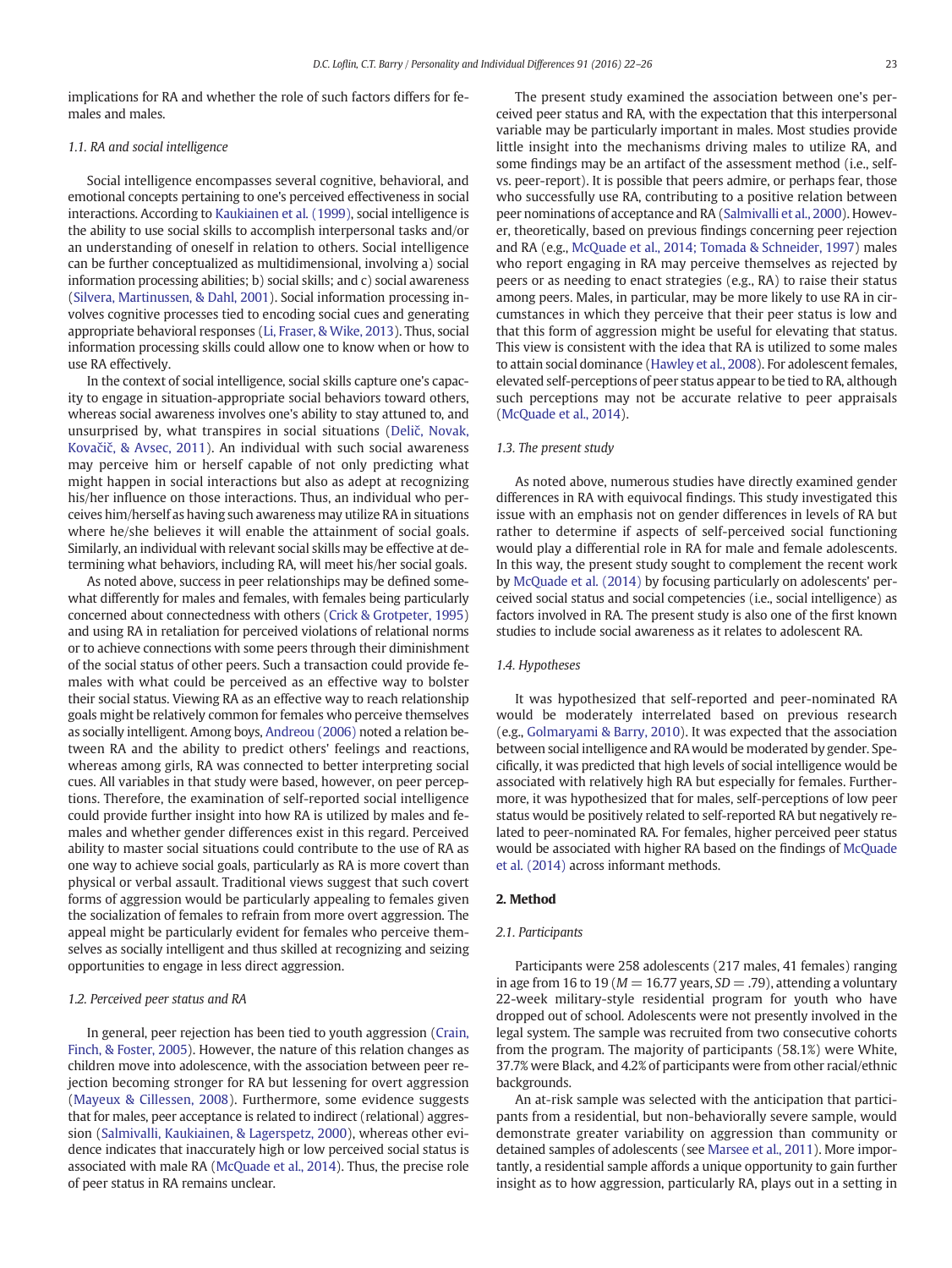implications for RA and whether the role of such factors differs for females and males.

### 1.1. RA and social intelligence

Social intelligence encompasses several cognitive, behavioral, and emotional concepts pertaining to one's perceived effectiveness in social interactions. According to Kaukiainen et al. (1999), social intelligence is the ability to use social skills to accomplish interpersonal tasks and/or an understanding of oneself in relation to others. Social intelligence can be further conceptualized as multidimensional, involving a) social information processing abilities; b) social skills; and c) social awareness (Silvera, Martinussen, & Dahl, 2001). Social information processing involves cognitive processes tied to encoding social cues and generating appropriate behavioral responses (Li, Fraser, & Wike, 2013). Thus, social information processing skills could allow one to know when or how to use RA effectively.

In the context of social intelligence, social skills capture one's capacity to engage in situation-appropriate social behaviors toward others, whereas social awareness involves one's ability to stay attuned to, and unsurprised by, what transpires in social situations (Delič, Novak, Kovačič, & Avsec, 2011). An individual with such social awareness may perceive him or herself capable of not only predicting what might happen in social interactions but also as adept at recognizing his/her influence on those interactions. Thus, an individual who perceives him/herself as having such awareness may utilize RA in situations where he/she believes it will enable the attainment of social goals. Similarly, an individual with relevant social skills may be effective at determining what behaviors, including RA, will meet his/her social goals.

As noted above, success in peer relationships may be defined somewhat differently for males and females, with females being particularly concerned about connectedness with others (Crick & Grotpeter, 1995) and using RA in retaliation for perceived violations of relational norms or to achieve connections with some peers through their diminishment of the social status of other peers. Such a transaction could provide females with what could be perceived as an effective way to bolster their social status. Viewing RA as an effective way to reach relationship goals might be relatively common for females who perceive themselves as socially intelligent. Among boys, Andreou (2006) noted a relation between RA and the ability to predict others' feelings and reactions, whereas among girls, RA was connected to better interpreting social cues. All variables in that study were based, however, on peer perceptions. Therefore, the examination of self-reported social intelligence could provide further insight into how RA is utilized by males and females and whether gender differences exist in this regard. Perceived ability to master social situations could contribute to the use of RA as one way to achieve social goals, particularly as RA is more covert than physical or verbal assault. Traditional views suggest that such covert forms of aggression would be particularly appealing to females given the socialization of females to refrain from more overt aggression. The appeal might be particularly evident for females who perceive themselves as socially intelligent and thus skilled at recognizing and seizing opportunities to engage in less direct aggression.

### 1.2. Perceived peer status and RA

In general, peer rejection has been tied to youth aggression (Crain, Finch, & Foster, 2005). However, the nature of this relation changes as children move into adolescence, with the association between peer rejection becoming stronger for RA but lessening for overt aggression (Mayeux & Cillessen, 2008). Furthermore, some evidence suggests that for males, peer acceptance is related to indirect (relational) aggression (Salmivalli, Kaukiainen, & Lagerspetz, 2000), whereas other evidence indicates that inaccurately high or low perceived social status is associated with male RA (McQuade et al., 2014). Thus, the precise role of peer status in RA remains unclear.

The present study examined the association between one's perceived peer status and RA, with the expectation that this interpersonal variable may be particularly important in males. Most studies provide little insight into the mechanisms driving males to utilize RA, and some findings may be an artifact of the assessment method (i.e., self- vs. peer-report). It is possible that peers admire, or perhaps fear, those who successfully use RA, contributing to a positive relation between peer nominations of acceptance and RA (Salmivalli et al., 2000). However, theoretically, based on previous findings concerning peer rejection and RA (e.g., McQuade et al., 2014; Tomada & Schneider, 1997) males who report engaging in RA may perceive themselves as rejected by peers or as needing to enact strategies (e.g., RA) to raise their status among peers. Males, in particular, may be more likely to use RA in circumstances in which they perceive that their peer status is low and that this form of aggression might be useful for elevating that status. This view is consistent with the idea that RA is utilized to some males to attain social dominance (Hawley et al., 2008). For adolescent females, elevated self-perceptions of peer status appear to be tied to RA, although such perceptions may not be accurate relative to peer appraisals (McQuade et al., 2014).

### 1.3. The present study

As noted above, numerous studies have directly examined gender differences in RA with equivocal findings. This study investigated this issue with an emphasis not on gender differences in levels of RA but rather to determine if aspects of self-perceived social functioning would play a differential role in RA for male and female adolescents. In this way, the present study sought to complement the recent work by McQuade et al. (2014) by focusing particularly on adolescents' perceived social status and social competencies (i.e., social intelligence) as factors involved in RA. The present study is also one of the first known studies to include social awareness as it relates to adolescent RA.

### 1.4. Hypotheses

It was hypothesized that self-reported and peer-nominated RA would be moderately interrelated based on previous research (e.g., Golmaryami & Barry, 2010). It was expected that the association between social intelligence and RA would be moderated by gender. Specifically, it was predicted that high levels of social intelligence would be associated with relatively high RA but especially for females. Furthermore, it was hypothesized that for males, self-perceptions of low peer status would be positively related to self-reported RA but negatively related to peer-nominated RA. For females, higher perceived peer status would be associated with higher RA based on the findings of McQuade et al. (2014) across informant methods.

## 2. Method

### 2.1. Participants

Participants were 258 adolescents (217 males, 41 females) ranging in age from 16 to 19 ($M = 16.77$ years, $SD = .79$), attending a voluntary 22-week military-style residential program for youth who have dropped out of school. Adolescents were not presently involved in the legal system. The sample was recruited from two consecutive cohorts from the program. The majority of participants (58.1%) were White, 37.7% were Black, and 4.2% of participants were from other racial/ethnic backgrounds.

An at-risk sample was selected with the anticipation that participants from a residential, but non-behaviorally severe sample, would demonstrate greater variability on aggression than community or detained samples of adolescents (see Marsee et al., 2011). More importantly, a residential sample affords a unique opportunity to gain further insight as to how aggression, particularly RA, plays out in a setting in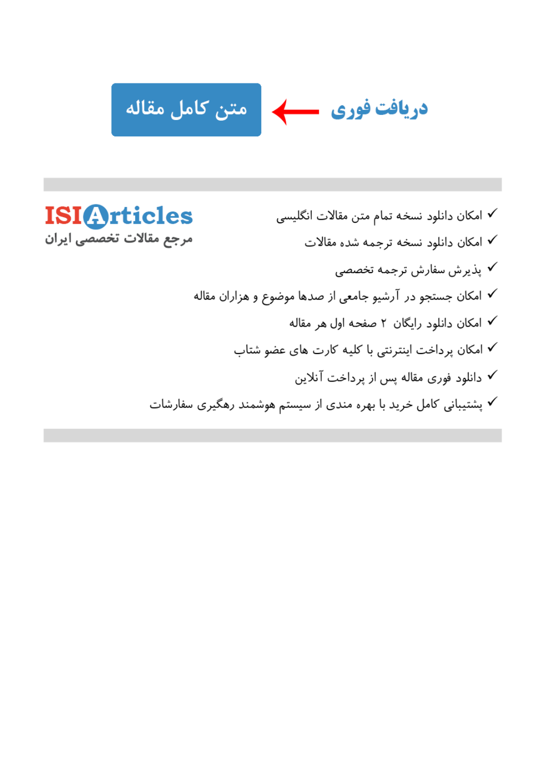دریافت فوری ← متن کامل مقاله

**ISIArticles**
مرجع مقالات تخصصی ایران

- ✓ امکان دانلود نسخه تمام متن مقالات انگلیسی
- ✓ امکان دانلود نسخه ترجمه شده مقالات
- ✓ پذیرش سفارش ترجمه تخصصی
- ✓ امکان جستجو در آرشیو جامعی از صدها موضوع و هزاران مقاله
- ✓ امکان دانلود رایگان ۲ صفحه اول هر مقاله
- ✓ امکان پرداخت اینترنتی با کلیه کارت های عضو شتاب
- ✓ دانلود فوری مقاله پس از پرداخت آنلاین
- ✓ پشتیبانی کامل خرید با بهره مندی از سیستم هوشمند رهگیری سفارشات